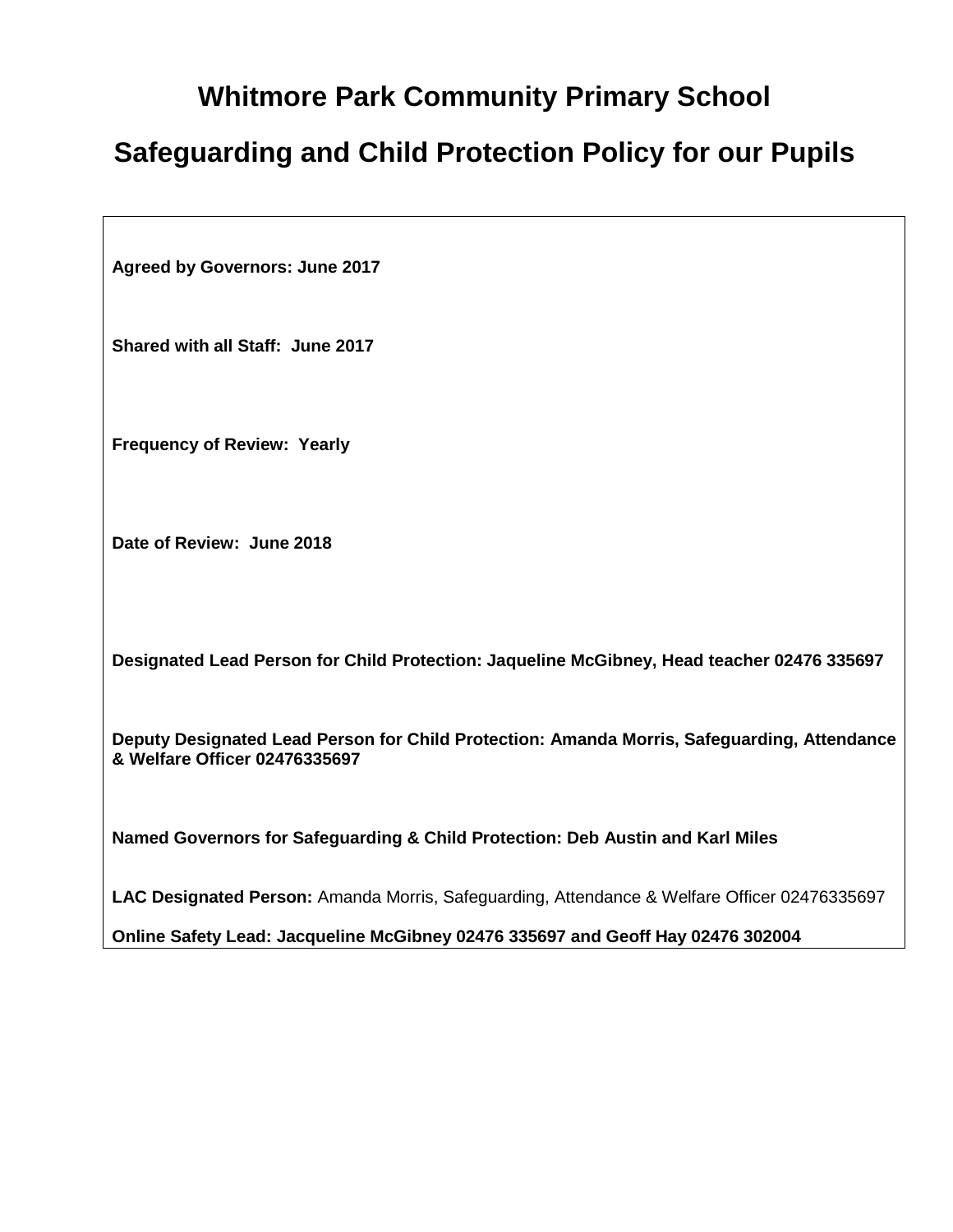# Whitmore Park Community Primary School

## Safeguarding and Child Protection Policy for our Pupils

**Agreed by Governors: June 2017**

**Shared with all Staff: June 2017**

**Frequency of Review: Yearly**

**Date of Review: June 2018**

**Designated Lead Person for Child Protection: Jaqueline McGibney, Head teacher 02476 335697**

**Deputy Designated Lead Person for Child Protection: Amanda Morris, Safeguarding, Attendance & Welfare Officer 02476335697**

**Named Governors for Safeguarding & Child Protection: Deb Austin and Karl Miles**

**LAC Designated Person:** Amanda Morris, Safeguarding, Attendance & Welfare Officer 02476335697

**Online Safety Lead: Jacqueline McGibney 02476 335697 and Geoff Hay 02476 302004**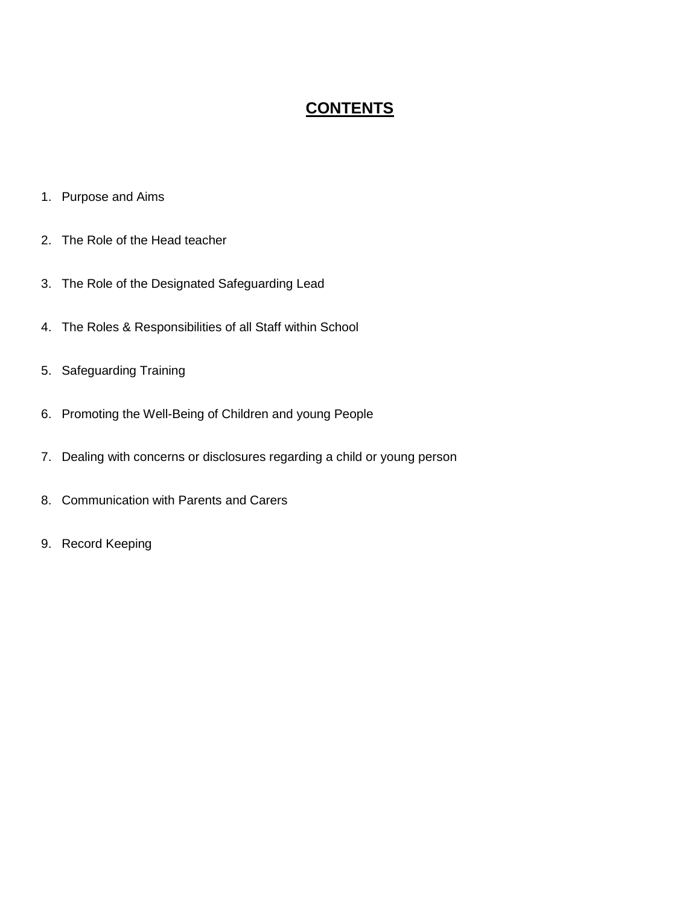# CONTENTS

1. Purpose and Aims
2. The Role of the Head teacher
3. The Role of the Designated Safeguarding Lead
4. The Roles & Responsibilities of all Staff within School
5. Safeguarding Training
6. Promoting the Well-Being of Children and young People
7. Dealing with concerns or disclosures regarding a child or young person
8. Communication with Parents and Carers
9. Record Keeping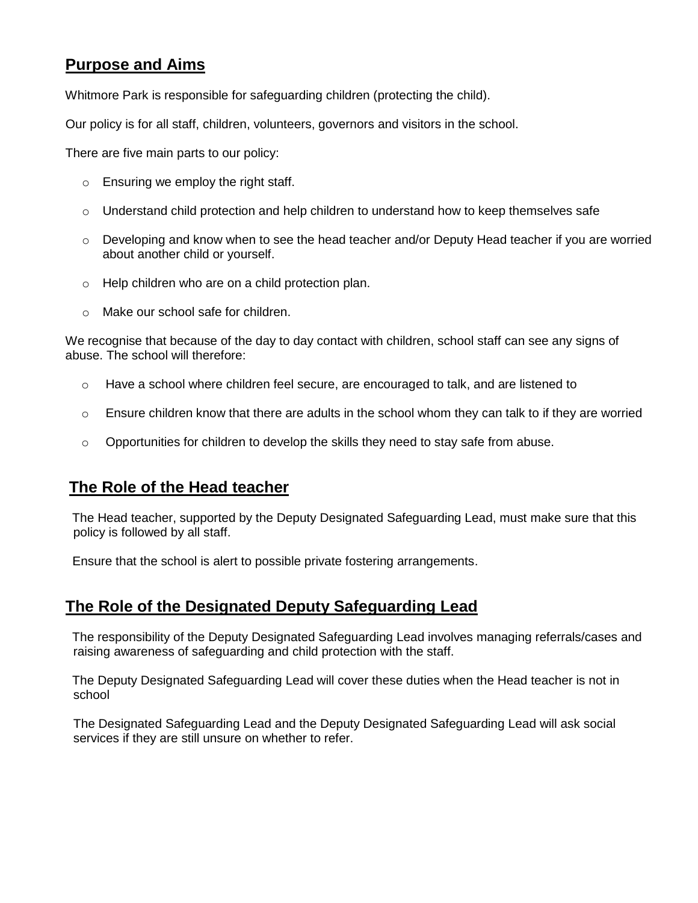## Purpose and Aims

Whitmore Park is responsible for safeguarding children (protecting the child).

Our policy is for all staff, children, volunteers, governors and visitors in the school.

There are five main parts to our policy:

- Ensuring we employ the right staff.
- Understand child protection and help children to understand how to keep themselves safe
- Developing and know when to see the head teacher and/or Deputy Head teacher if you are worried about another child or yourself.
- Help children who are on a child protection plan.
- Make our school safe for children.

We recognise that because of the day to day contact with children, school staff can see any signs of abuse. The school will therefore:

- Have a school where children feel secure, are encouraged to talk, and are listened to
- Ensure children know that there are adults in the school whom they can talk to if they are worried
- Opportunities for children to develop the skills they need to stay safe from abuse.

## The Role of the Head teacher

The Head teacher, supported by the Deputy Designated Safeguarding Lead, must make sure that this policy is followed by all staff.

Ensure that the school is alert to possible private fostering arrangements.

## The Role of the Designated Deputy Safeguarding Lead

The responsibility of the Deputy Designated Safeguarding Lead involves managing referrals/cases and raising awareness of safeguarding and child protection with the staff.

The Deputy Designated Safeguarding Lead will cover these duties when the Head teacher is not in school

The Designated Safeguarding Lead and the Deputy Designated Safeguarding Lead will ask social services if they are still unsure on whether to refer.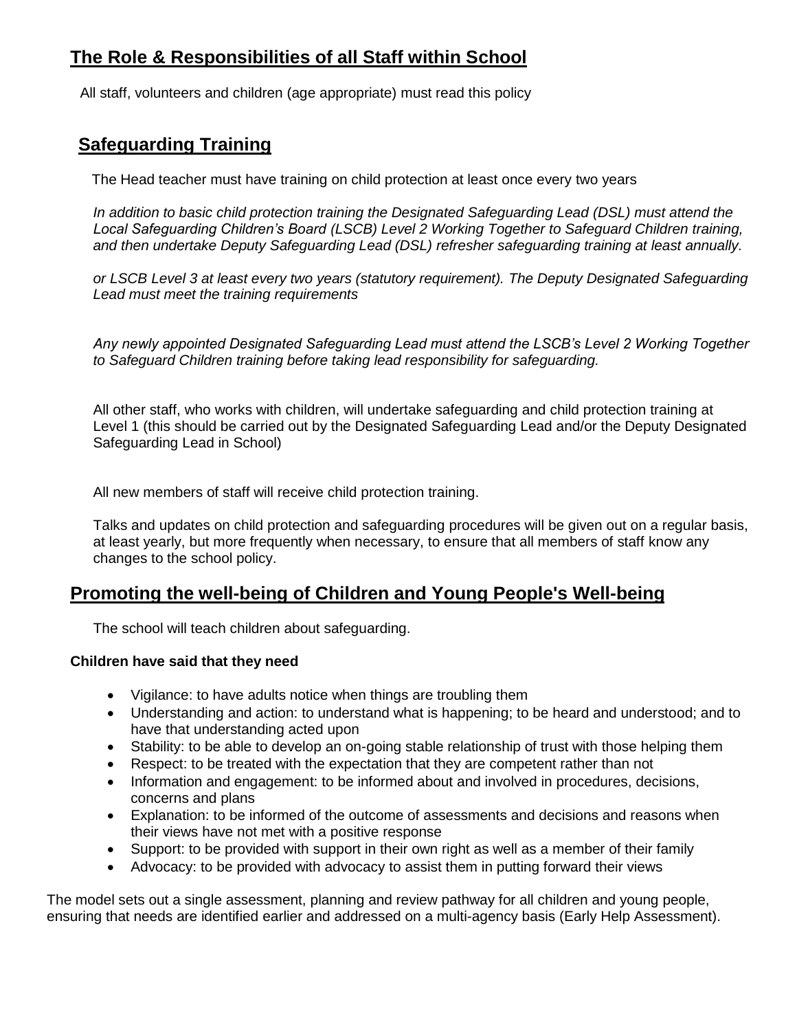## The Role & Responsibilities of all Staff within School

All staff, volunteers and children (age appropriate) must read this policy

## Safeguarding Training

The Head teacher must have training on child protection at least once every two years

*In addition to basic child protection training the Designated Safeguarding Lead (DSL) must attend the Local Safeguarding Children's Board (LSCB) Level 2 Working Together to Safeguard Children training, and then undertake Deputy Safeguarding Lead (DSL) refresher safeguarding training at least annually.*

*or LSCB Level 3 at least every two years (statutory requirement). The Deputy Designated Safeguarding Lead must meet the training requirements*

*Any newly appointed Designated Safeguarding Lead must attend the LSCB's Level 2 Working Together to Safeguard Children training before taking lead responsibility for safeguarding.*

All other staff, who works with children, will undertake safeguarding and child protection training at Level 1 (this should be carried out by the Designated Safeguarding Lead and/or the Deputy Designated Safeguarding Lead in School)

All new members of staff will receive child protection training.

Talks and updates on child protection and safeguarding procedures will be given out on a regular basis, at least yearly, but more frequently when necessary, to ensure that all members of staff know any changes to the school policy.

## Promoting the well-being of Children and Young People's Well-being

The school will teach children about safeguarding.

**Children have said that they need**

- Vigilance: to have adults notice when things are troubling them
- Understanding and action: to understand what is happening; to be heard and understood; and to have that understanding acted upon
- Stability: to be able to develop an on-going stable relationship of trust with those helping them
- Respect: to be treated with the expectation that they are competent rather than not
- Information and engagement: to be informed about and involved in procedures, decisions, concerns and plans
- Explanation: to be informed of the outcome of assessments and decisions and reasons when their views have not met with a positive response
- Support: to be provided with support in their own right as well as a member of their family
- Advocacy: to be provided with advocacy to assist them in putting forward their views

The model sets out a single assessment, planning and review pathway for all children and young people, ensuring that needs are identified earlier and addressed on a multi-agency basis (Early Help Assessment).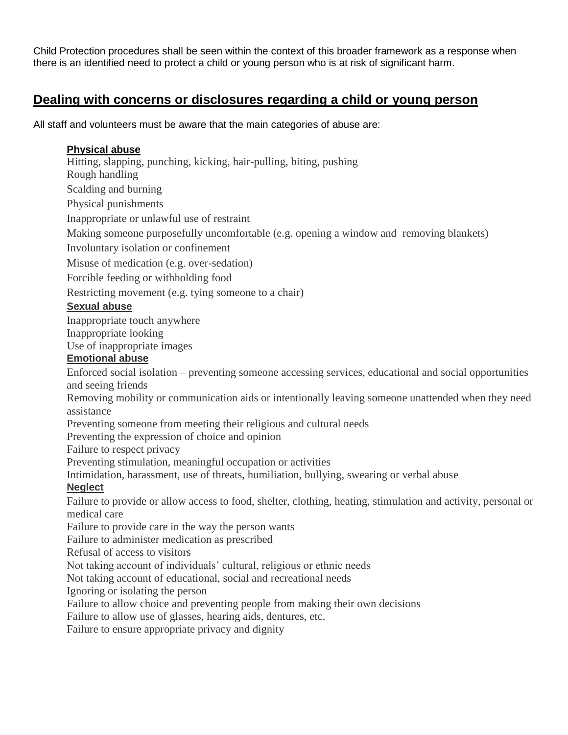Child Protection procedures shall be seen within the context of this broader framework as a response when there is an identified need to protect a child or young person who is at risk of significant harm.

## Dealing with concerns or disclosures regarding a child or young person

All staff and volunteers must be aware that the main categories of abuse are:

**Physical abuse**

Hitting, slapping, punching, kicking, hair-pulling, biting, pushing
Rough handling
Scalding and burning
Physical punishments
Inappropriate or unlawful use of restraint
Making someone purposefully uncomfortable (e.g. opening a window and removing blankets)
Involuntary isolation or confinement
Misuse of medication (e.g. over-sedation)
Forcible feeding or withholding food
Restricting movement (e.g. tying someone to a chair)

**Sexual abuse**

Inappropriate touch anywhere
Inappropriate looking
Use of inappropriate images

**Emotional abuse**

Enforced social isolation – preventing someone accessing services, educational and social opportunities and seeing friends
Removing mobility or communication aids or intentionally leaving someone unattended when they need assistance
Preventing someone from meeting their religious and cultural needs
Preventing the expression of choice and opinion
Failure to respect privacy
Preventing stimulation, meaningful occupation or activities
Intimidation, harassment, use of threats, humiliation, bullying, swearing or verbal abuse

**Neglect**

Failure to provide or allow access to food, shelter, clothing, heating, stimulation and activity, personal or medical care
Failure to provide care in the way the person wants
Failure to administer medication as prescribed
Refusal of access to visitors
Not taking account of individuals' cultural, religious or ethnic needs
Not taking account of educational, social and recreational needs
Ignoring or isolating the person
Failure to allow choice and preventing people from making their own decisions
Failure to allow use of glasses, hearing aids, dentures, etc.
Failure to ensure appropriate privacy and dignity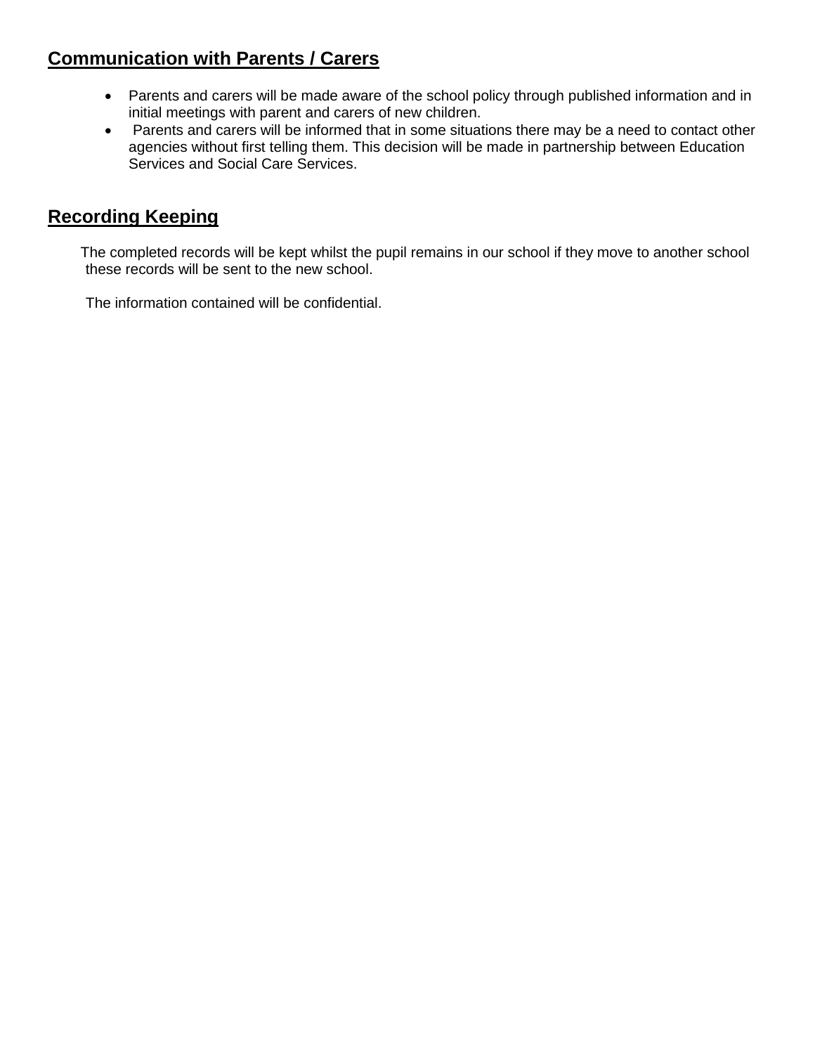## Communication with Parents / Carers

- Parents and carers will be made aware of the school policy through published information and in initial meetings with parent and carers of new children.
- Parents and carers will be informed that in some situations there may be a need to contact other agencies without first telling them. This decision will be made in partnership between Education Services and Social Care Services.

## Recording Keeping

The completed records will be kept whilst the pupil remains in our school if they move to another school these records will be sent to the new school.

The information contained will be confidential.